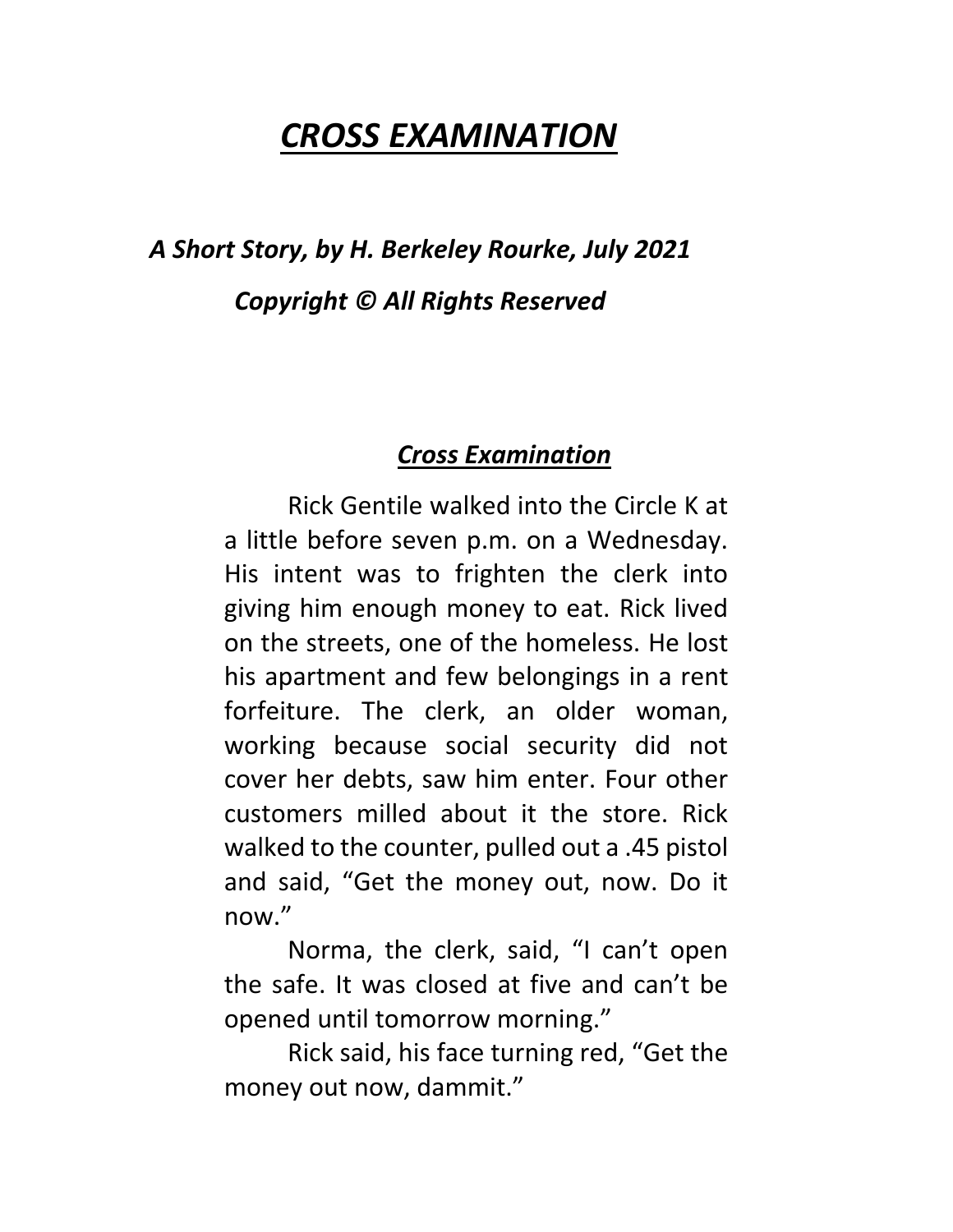# ***CROSS EXAMINATION***

***A Short Story, by H. Berkeley Rourke, July 2021***

***Copyright © All Rights Reserved***

## ***Cross Examination***

Rick Gentile walked into the Circle K at a little before seven p.m. on a Wednesday. His intent was to frighten the clerk into giving him enough money to eat. Rick lived on the streets, one of the homeless. He lost his apartment and few belongings in a rent forfeiture. The clerk, an older woman, working because social security did not cover her debts, saw him enter. Four other customers milled about it the store. Rick walked to the counter, pulled out a .45 pistol and said, "Get the money out, now. Do it now."

Norma, the clerk, said, "I can't open the safe. It was closed at five and can't be opened until tomorrow morning."

Rick said, his face turning red, "Get the money out now, dammit."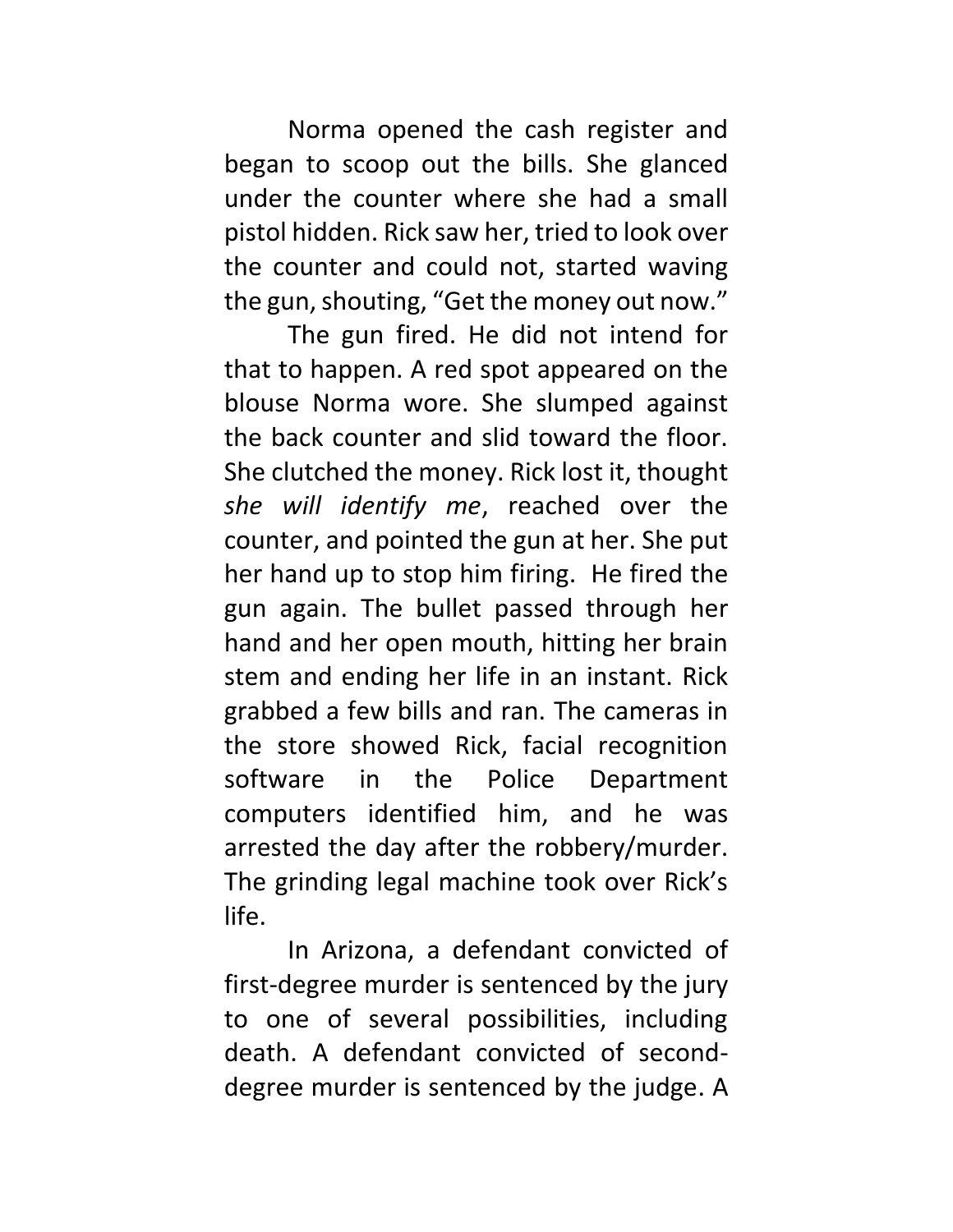Norma opened the cash register and began to scoop out the bills. She glanced under the counter where she had a small pistol hidden. Rick saw her, tried to look over the counter and could not, started waving the gun, shouting, “Get the money out now.”

The gun fired. He did not intend for that to happen. A red spot appeared on the blouse Norma wore. She slumped against the back counter and slid toward the floor. She clutched the money. Rick lost it, thought *she will identify me*, reached over the counter, and pointed the gun at her. She put her hand up to stop him firing. He fired the gun again. The bullet passed through her hand and her open mouth, hitting her brain stem and ending her life in an instant. Rick grabbed a few bills and ran. The cameras in the store showed Rick, facial recognition software in the Police Department computers identified him, and he was arrested the day after the robbery/murder. The grinding legal machine took over Rick’s life.

In Arizona, a defendant convicted of first-degree murder is sentenced by the jury to one of several possibilities, including death. A defendant convicted of second-degree murder is sentenced by the judge. A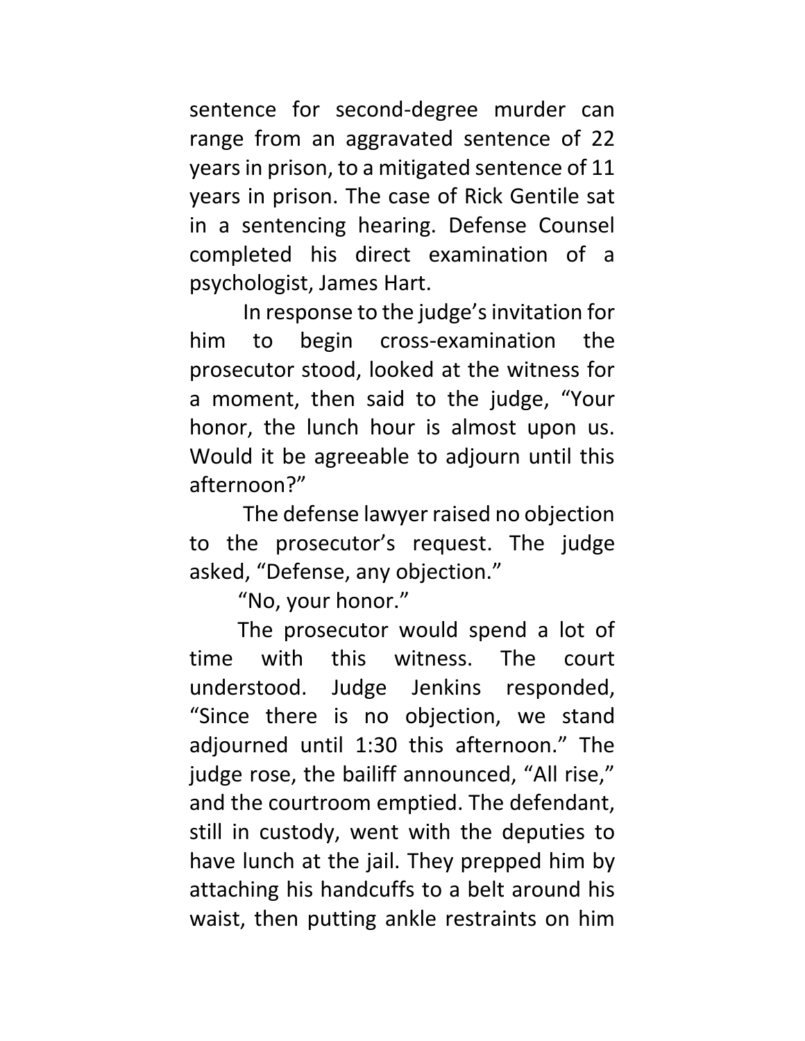sentence for second-degree murder can range from an aggravated sentence of 22 years in prison, to a mitigated sentence of 11 years in prison. The case of Rick Gentile sat in a sentencing hearing. Defense Counsel completed his direct examination of a psychologist, James Hart.

In response to the judge's invitation for him to begin cross-examination the prosecutor stood, looked at the witness for a moment, then said to the judge, "Your honor, the lunch hour is almost upon us. Would it be agreeable to adjourn until this afternoon?"

The defense lawyer raised no objection to the prosecutor's request. The judge asked, "Defense, any objection."

"No, your honor."

The prosecutor would spend a lot of time with this witness. The court understood. Judge Jenkins responded, "Since there is no objection, we stand adjourned until 1:30 this afternoon." The judge rose, the bailiff announced, "All rise," and the courtroom emptied. The defendant, still in custody, went with the deputies to have lunch at the jail. They prepped him by attaching his handcuffs to a belt around his waist, then putting ankle restraints on him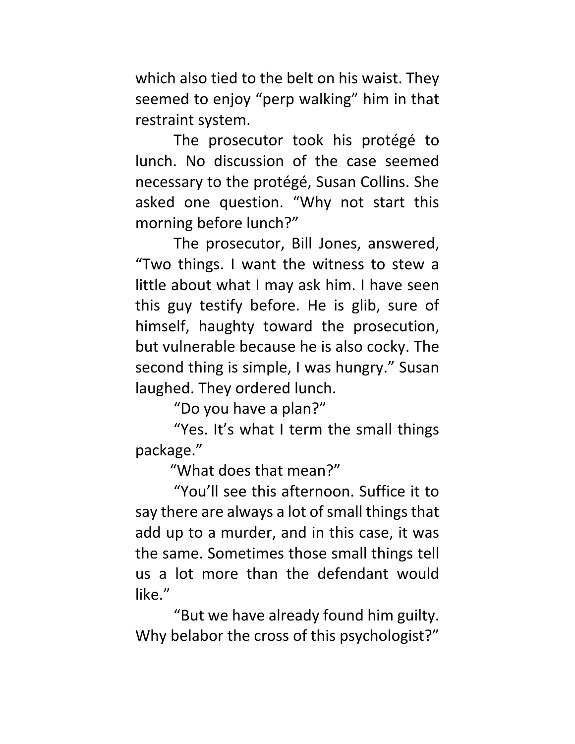which also tied to the belt on his waist. They seemed to enjoy “perp walking” him in that restraint system.

The prosecutor took his protégé to lunch. No discussion of the case seemed necessary to the protégé, Susan Collins. She asked one question. “Why not start this morning before lunch?”

The prosecutor, Bill Jones, answered, “Two things. I want the witness to stew a little about what I may ask him. I have seen this guy testify before. He is glib, sure of himself, haughty toward the prosecution, but vulnerable because he is also cocky. The second thing is simple, I was hungry.” Susan laughed. They ordered lunch.

“Do you have a plan?”

“Yes. It’s what I term the small things package.”

“What does that mean?”

“You’ll see this afternoon. Suffice it to say there are always a lot of small things that add up to a murder, and in this case, it was the same. Sometimes those small things tell us a lot more than the defendant would like.”

“But we have already found him guilty. Why belabor the cross of this psychologist?”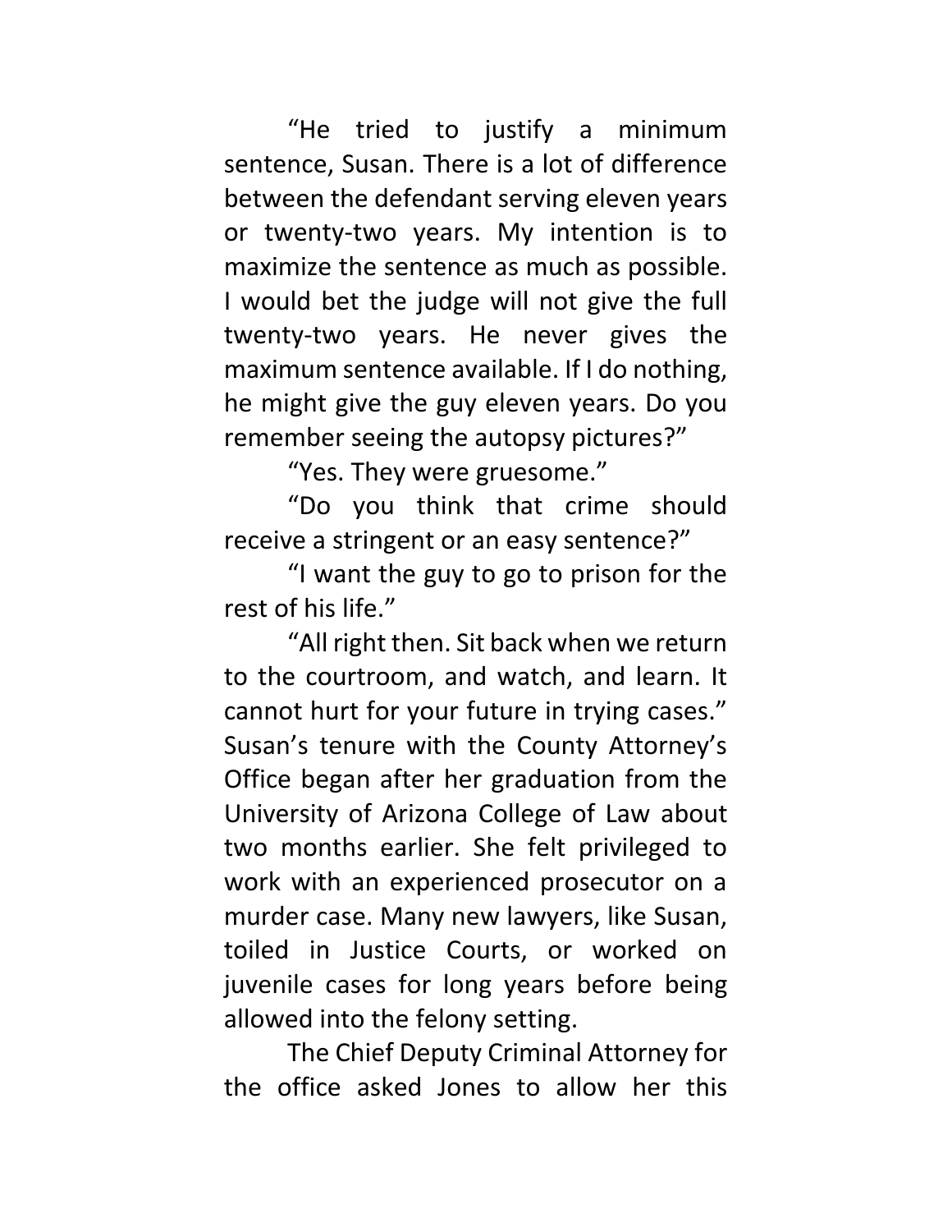"He tried to justify a minimum sentence, Susan. There is a lot of difference between the defendant serving eleven years or twenty-two years. My intention is to maximize the sentence as much as possible. I would bet the judge will not give the full twenty-two years. He never gives the maximum sentence available. If I do nothing, he might give the guy eleven years. Do you remember seeing the autopsy pictures?"

"Yes. They were gruesome."

"Do you think that crime should receive a stringent or an easy sentence?"

"I want the guy to go to prison for the rest of his life."

"All right then. Sit back when we return to the courtroom, and watch, and learn. It cannot hurt for your future in trying cases." Susan's tenure with the County Attorney's Office began after her graduation from the University of Arizona College of Law about two months earlier. She felt privileged to work with an experienced prosecutor on a murder case. Many new lawyers, like Susan, toiled in Justice Courts, or worked on juvenile cases for long years before being allowed into the felony setting.

The Chief Deputy Criminal Attorney for the office asked Jones to allow her this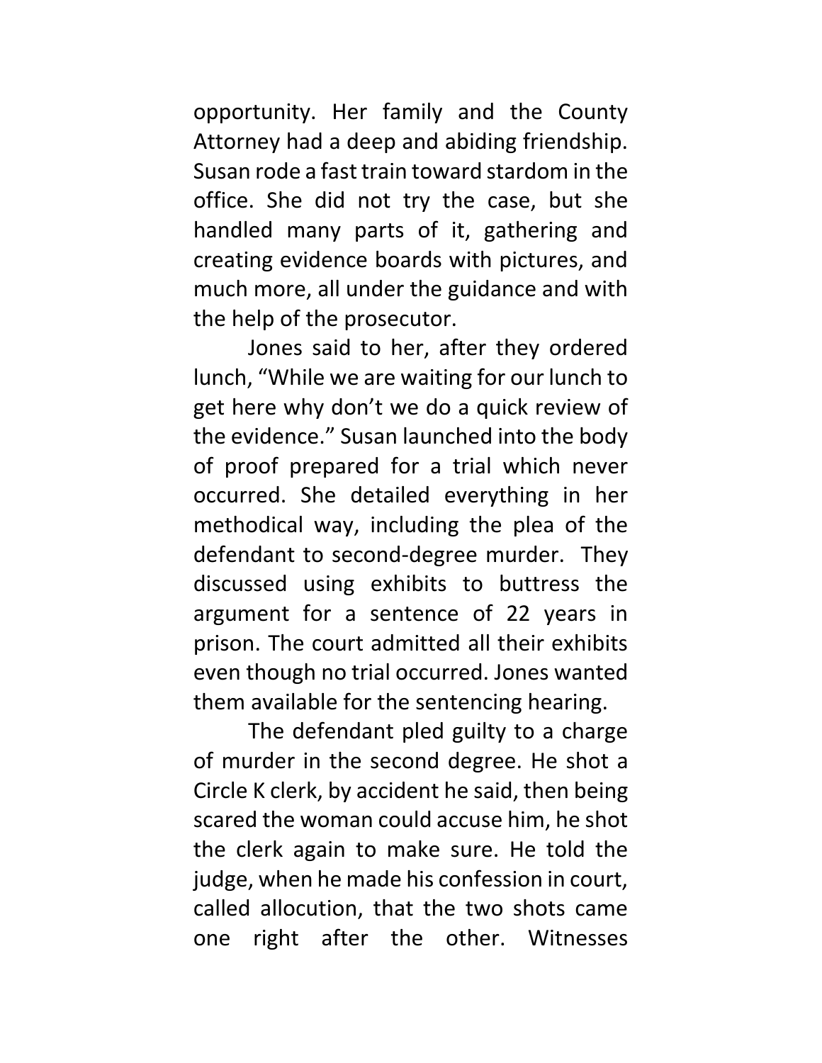opportunity. Her family and the County Attorney had a deep and abiding friendship. Susan rode a fast train toward stardom in the office. She did not try the case, but she handled many parts of it, gathering and creating evidence boards with pictures, and much more, all under the guidance and with the help of the prosecutor.

Jones said to her, after they ordered lunch, "While we are waiting for our lunch to get here why don't we do a quick review of the evidence." Susan launched into the body of proof prepared for a trial which never occurred. She detailed everything in her methodical way, including the plea of the defendant to second-degree murder. They discussed using exhibits to buttress the argument for a sentence of 22 years in prison. The court admitted all their exhibits even though no trial occurred. Jones wanted them available for the sentencing hearing.

The defendant pled guilty to a charge of murder in the second degree. He shot a Circle K clerk, by accident he said, then being scared the woman could accuse him, he shot the clerk again to make sure. He told the judge, when he made his confession in court, called allocution, that the two shots came one right after the other. Witnesses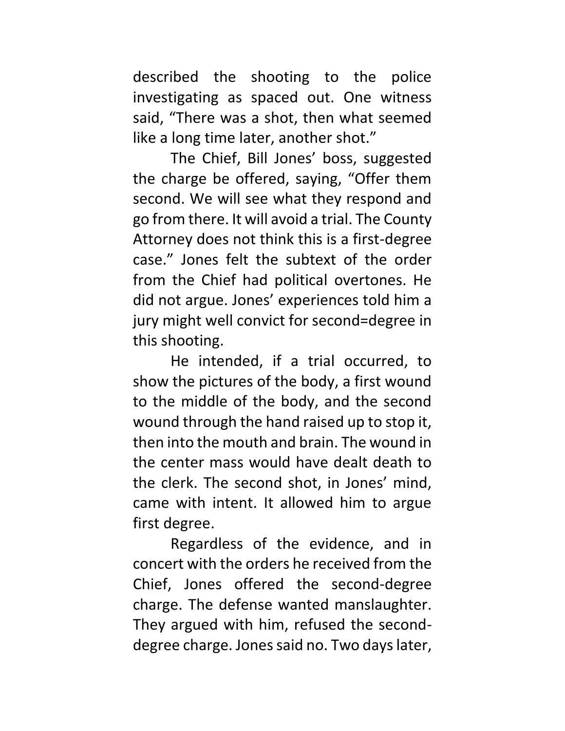described the shooting to the police investigating as spaced out. One witness said, “There was a shot, then what seemed like a long time later, another shot.”

The Chief, Bill Jones’ boss, suggested the charge be offered, saying, “Offer them second. We will see what they respond and go from there. It will avoid a trial. The County Attorney does not think this is a first-degree case.” Jones felt the subtext of the order from the Chief had political overtones. He did not argue. Jones’ experiences told him a jury might well convict for second=degree in this shooting.

He intended, if a trial occurred, to show the pictures of the body, a first wound to the middle of the body, and the second wound through the hand raised up to stop it, then into the mouth and brain. The wound in the center mass would have dealt death to the clerk. The second shot, in Jones’ mind, came with intent. It allowed him to argue first degree.

Regardless of the evidence, and in concert with the orders he received from the Chief, Jones offered the second-degree charge. The defense wanted manslaughter. They argued with him, refused the second-degree charge. Jones said no. Two days later,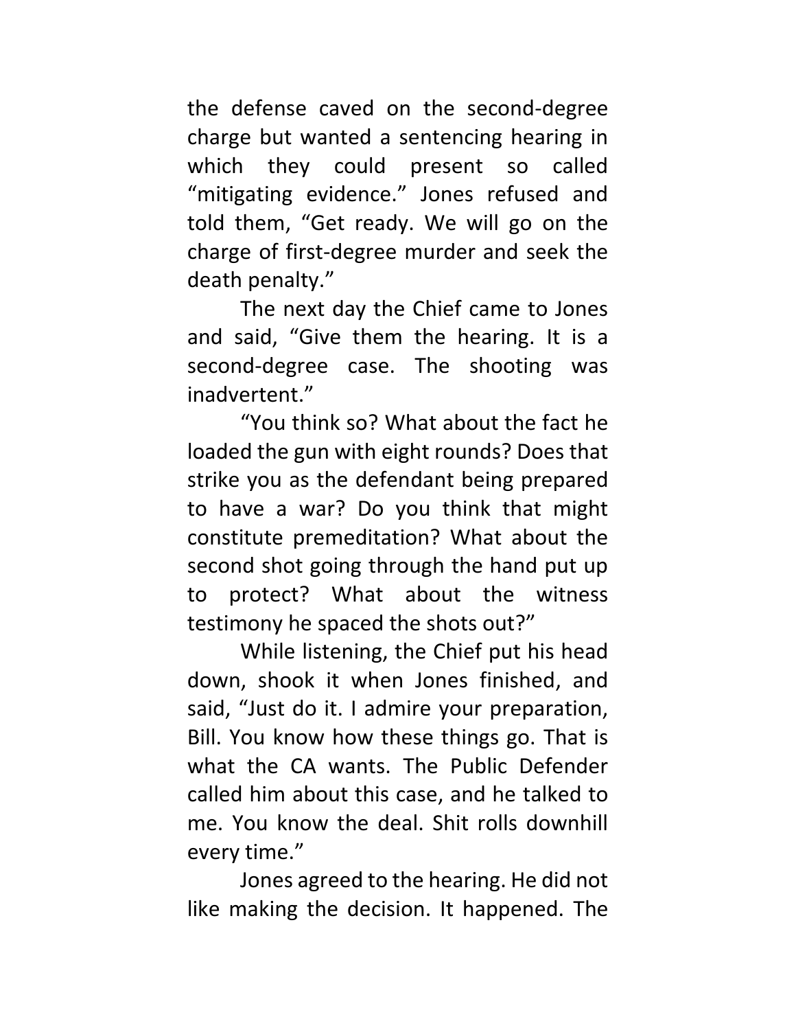the defense caved on the second-degree charge but wanted a sentencing hearing in which they could present so called "mitigating evidence." Jones refused and told them, "Get ready. We will go on the charge of first-degree murder and seek the death penalty."

The next day the Chief came to Jones and said, "Give them the hearing. It is a second-degree case. The shooting was inadvertent."

"You think so? What about the fact he loaded the gun with eight rounds? Does that strike you as the defendant being prepared to have a war? Do you think that might constitute premeditation? What about the second shot going through the hand put up to protect? What about the witness testimony he spaced the shots out?"

While listening, the Chief put his head down, shook it when Jones finished, and said, "Just do it. I admire your preparation, Bill. You know how these things go. That is what the CA wants. The Public Defender called him about this case, and he talked to me. You know the deal. Shit rolls downhill every time."

Jones agreed to the hearing. He did not like making the decision. It happened. The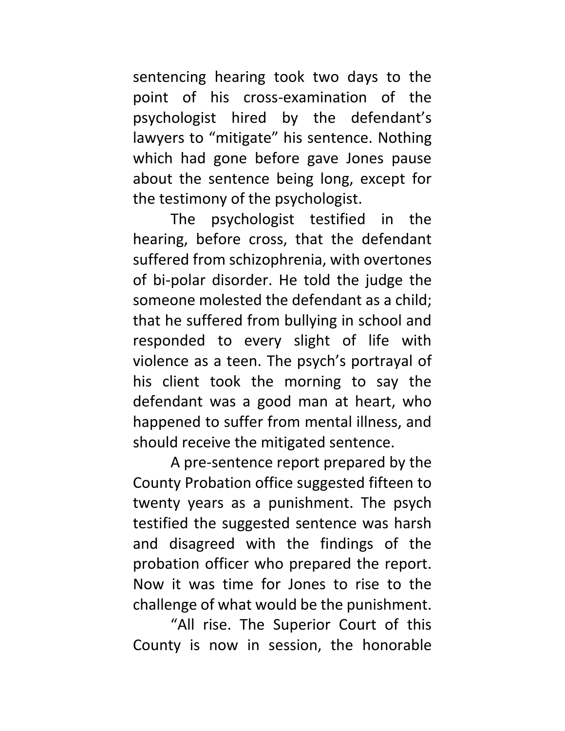sentencing hearing took two days to the point of his cross-examination of the psychologist hired by the defendant's lawyers to "mitigate" his sentence. Nothing which had gone before gave Jones pause about the sentence being long, except for the testimony of the psychologist.

The psychologist testified in the hearing, before cross, that the defendant suffered from schizophrenia, with overtones of bi-polar disorder. He told the judge the someone molested the defendant as a child; that he suffered from bullying in school and responded to every slight of life with violence as a teen. The psych's portrayal of his client took the morning to say the defendant was a good man at heart, who happened to suffer from mental illness, and should receive the mitigated sentence.

A pre-sentence report prepared by the County Probation office suggested fifteen to twenty years as a punishment. The psych testified the suggested sentence was harsh and disagreed with the findings of the probation officer who prepared the report. Now it was time for Jones to rise to the challenge of what would be the punishment.

"All rise. The Superior Court of this County is now in session, the honorable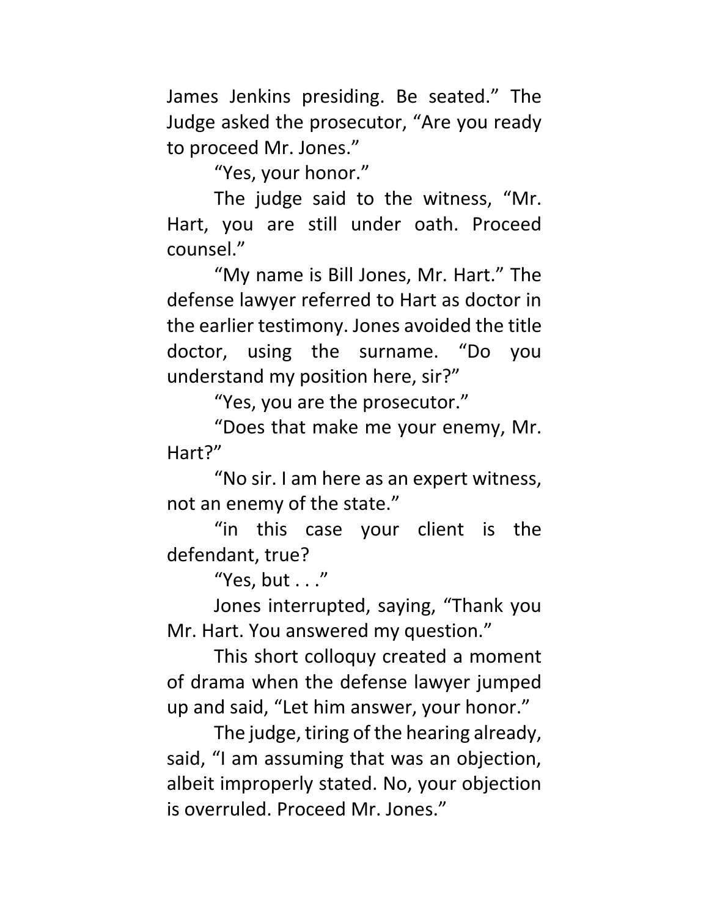James Jenkins presiding. Be seated." The Judge asked the prosecutor, "Are you ready to proceed Mr. Jones."

"Yes, your honor."

The judge said to the witness, "Mr. Hart, you are still under oath. Proceed counsel."

"My name is Bill Jones, Mr. Hart." The defense lawyer referred to Hart as doctor in the earlier testimony. Jones avoided the title doctor, using the surname. "Do you understand my position here, sir?"

"Yes, you are the prosecutor."

"Does that make me your enemy, Mr. Hart?"

"No sir. I am here as an expert witness, not an enemy of the state."

"in this case your client is the defendant, true?

"Yes, but . . ."

Jones interrupted, saying, "Thank you Mr. Hart. You answered my question."

This short colloquy created a moment of drama when the defense lawyer jumped up and said, "Let him answer, your honor."

The judge, tiring of the hearing already, said, "I am assuming that was an objection, albeit improperly stated. No, your objection is overruled. Proceed Mr. Jones."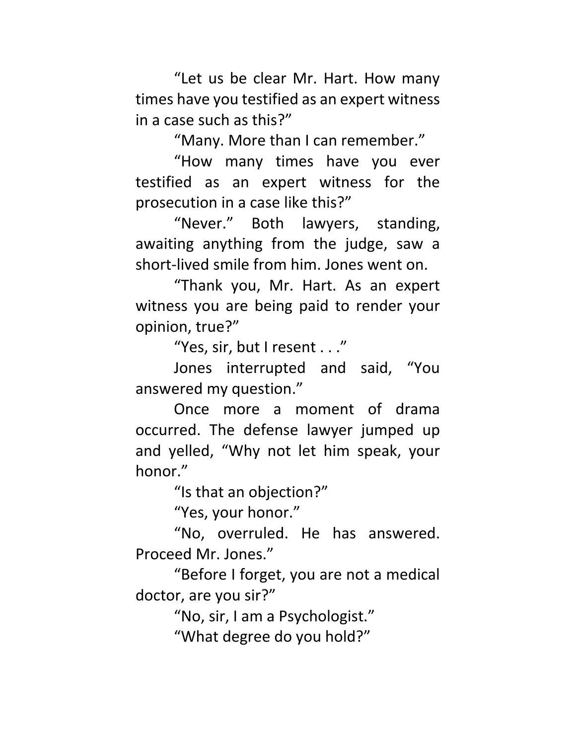"Let us be clear Mr. Hart. How many times have you testified as an expert witness in a case such as this?"

"Many. More than I can remember."

"How many times have you ever testified as an expert witness for the prosecution in a case like this?"

"Never." Both lawyers, standing, awaiting anything from the judge, saw a short-lived smile from him. Jones went on.

"Thank you, Mr. Hart. As an expert witness you are being paid to render your opinion, true?"

"Yes, sir, but I resent . . ."

Jones interrupted and said, "You answered my question."

Once more a moment of drama occurred. The defense lawyer jumped up and yelled, "Why not let him speak, your honor."

"Is that an objection?"

"Yes, your honor."

"No, overruled. He has answered. Proceed Mr. Jones."

"Before I forget, you are not a medical doctor, are you sir?"

"No, sir, I am a Psychologist."

"What degree do you hold?"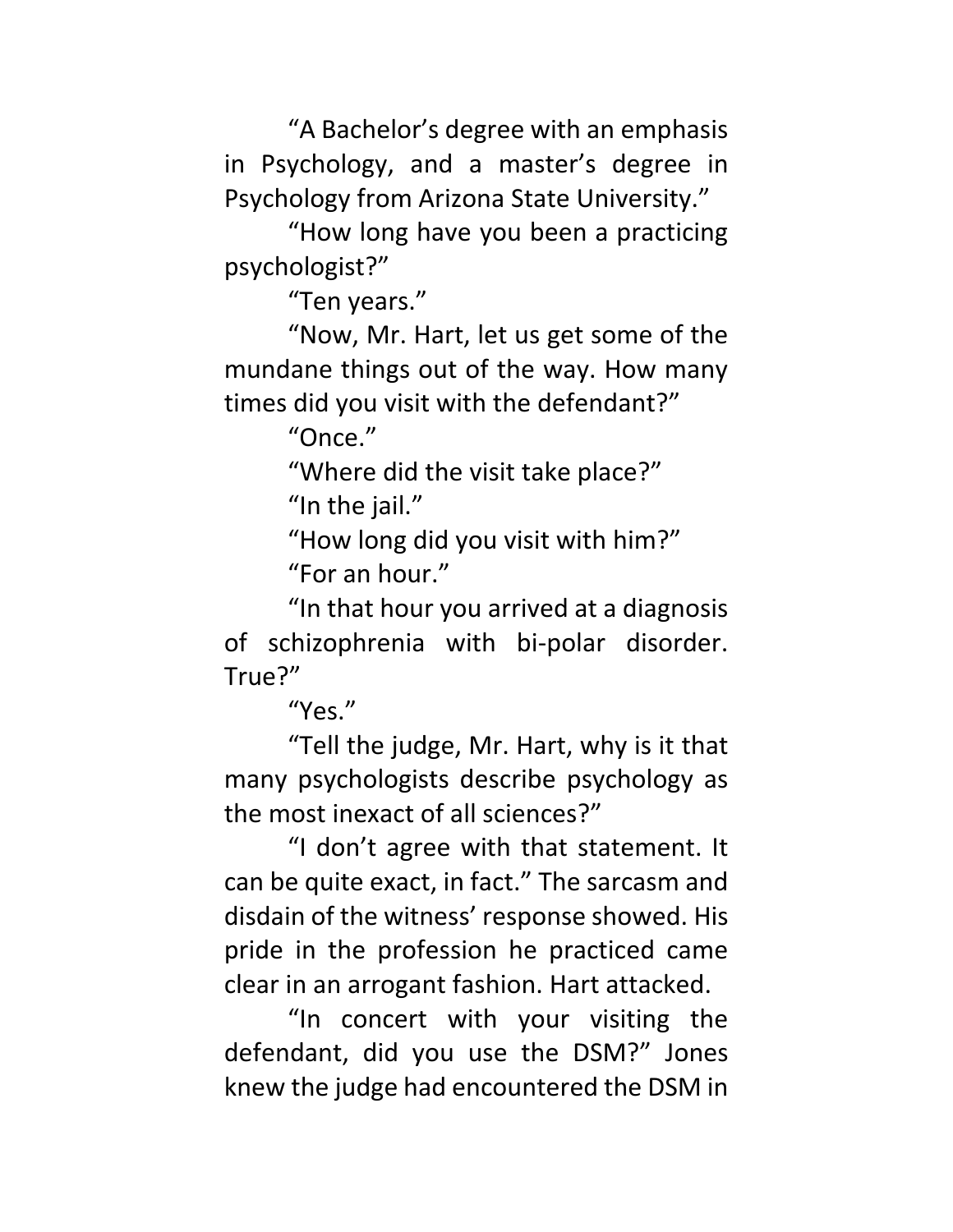"A Bachelor's degree with an emphasis in Psychology, and a master's degree in Psychology from Arizona State University."

"How long have you been a practicing psychologist?"

"Ten years."

"Now, Mr. Hart, let us get some of the mundane things out of the way. How many times did you visit with the defendant?"

"Once."

"Where did the visit take place?"

"In the jail."

"How long did you visit with him?"

"For an hour."

"In that hour you arrived at a diagnosis of schizophrenia with bi-polar disorder. True?"

"Yes."

"Tell the judge, Mr. Hart, why is it that many psychologists describe psychology as the most inexact of all sciences?"

"I don't agree with that statement. It can be quite exact, in fact." The sarcasm and disdain of the witness' response showed. His pride in the profession he practiced came clear in an arrogant fashion. Hart attacked.

"In concert with your visiting the defendant, did you use the DSM?" Jones knew the judge had encountered the DSM in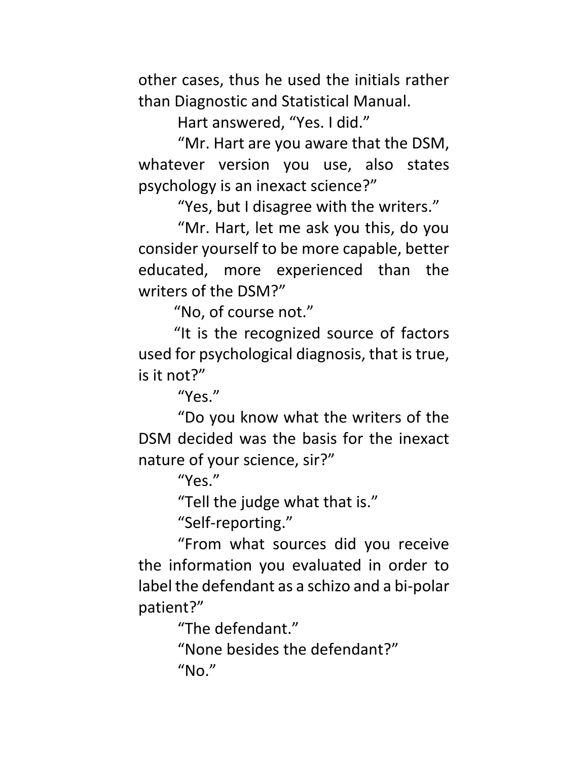other cases, thus he used the initials rather than Diagnostic and Statistical Manual.

Hart answered, “Yes. I did.”

“Mr. Hart are you aware that the DSM, whatever version you use, also states psychology is an inexact science?”

“Yes, but I disagree with the writers.”

“Mr. Hart, let me ask you this, do you consider yourself to be more capable, better educated, more experienced than the writers of the DSM?”

“No, of course not.”

“It is the recognized source of factors used for psychological diagnosis, that is true, is it not?”

“Yes.”

“Do you know what the writers of the DSM decided was the basis for the inexact nature of your science, sir?”

“Yes.”

“Tell the judge what that is.”

“Self-reporting.”

“From what sources did you receive the information you evaluated in order to label the defendant as a schizo and a bi-polar patient?”

“The defendant.”

“None besides the defendant?”

“No.”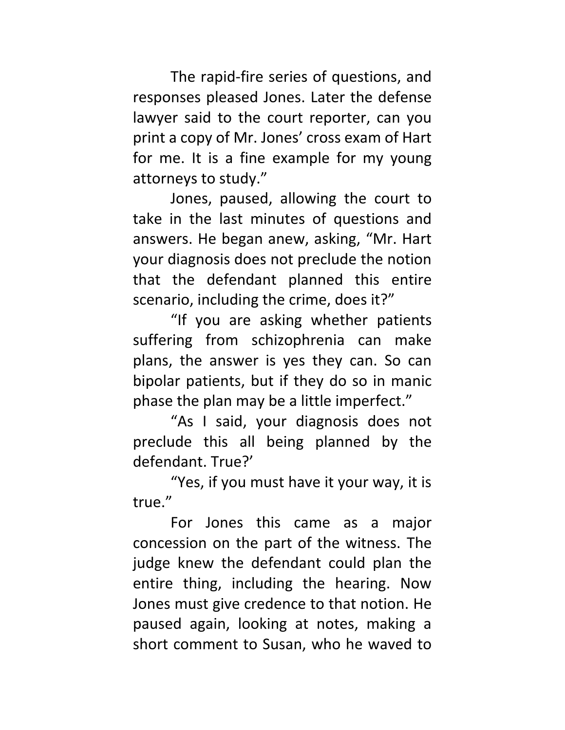The rapid-fire series of questions, and responses pleased Jones. Later the defense lawyer said to the court reporter, can you print a copy of Mr. Jones' cross exam of Hart for me. It is a fine example for my young attorneys to study."

Jones, paused, allowing the court to take in the last minutes of questions and answers. He began anew, asking, "Mr. Hart your diagnosis does not preclude the notion that the defendant planned this entire scenario, including the crime, does it?"

"If you are asking whether patients suffering from schizophrenia can make plans, the answer is yes they can. So can bipolar patients, but if they do so in manic phase the plan may be a little imperfect."

"As I said, your diagnosis does not preclude this all being planned by the defendant. True?'

"Yes, if you must have it your way, it is true."

For Jones this came as a major concession on the part of the witness. The judge knew the defendant could plan the entire thing, including the hearing. Now Jones must give credence to that notion. He paused again, looking at notes, making a short comment to Susan, who he waved to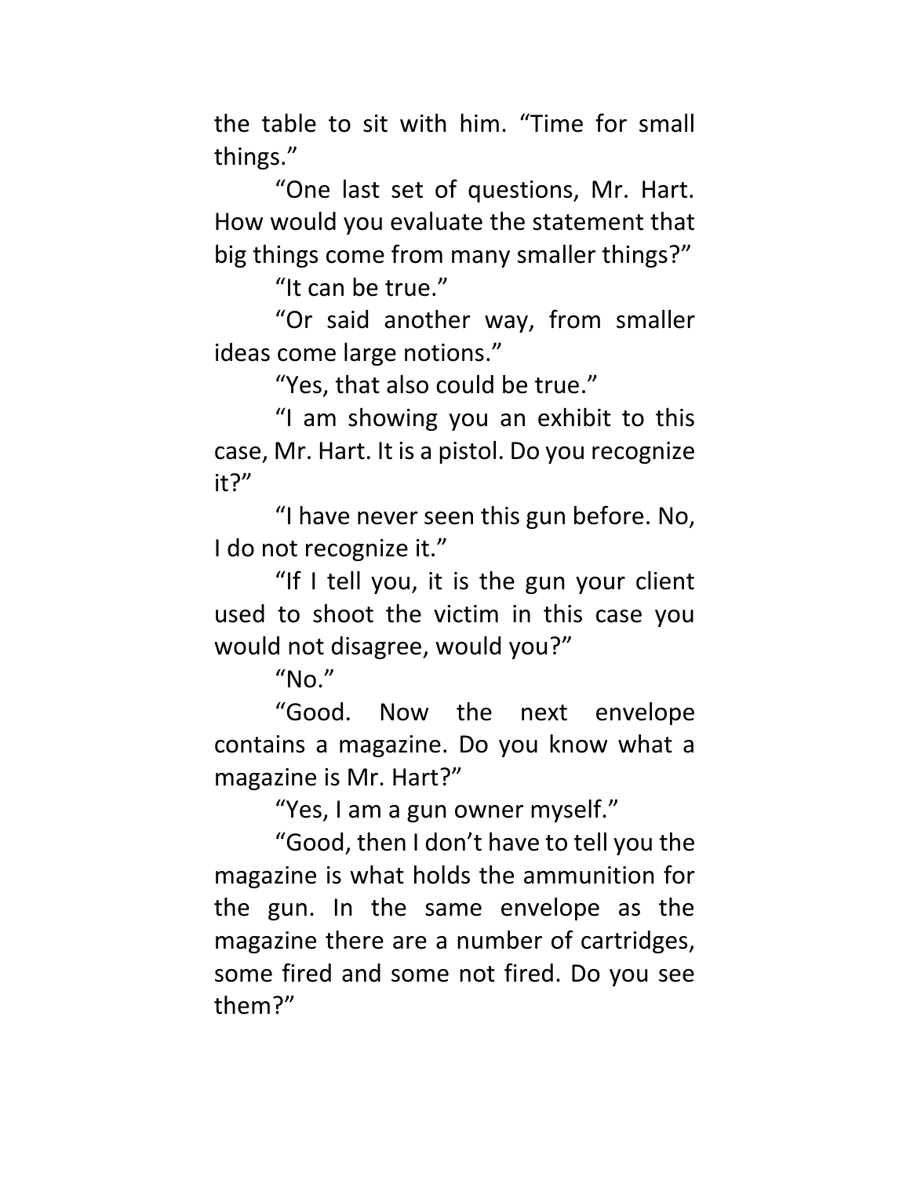the table to sit with him. “Time for small things.”

“One last set of questions, Mr. Hart. How would you evaluate the statement that big things come from many smaller things?”

“It can be true.”

“Or said another way, from smaller ideas come large notions.”

“Yes, that also could be true.”

“I am showing you an exhibit to this case, Mr. Hart. It is a pistol. Do you recognize it?”

“I have never seen this gun before. No, I do not recognize it.”

“If I tell you, it is the gun your client used to shoot the victim in this case you would not disagree, would you?”

“No.”

“Good. Now the next envelope contains a magazine. Do you know what a magazine is Mr. Hart?”

“Yes, I am a gun owner myself.”

“Good, then I don’t have to tell you the magazine is what holds the ammunition for the gun. In the same envelope as the magazine there are a number of cartridges, some fired and some not fired. Do you see them?”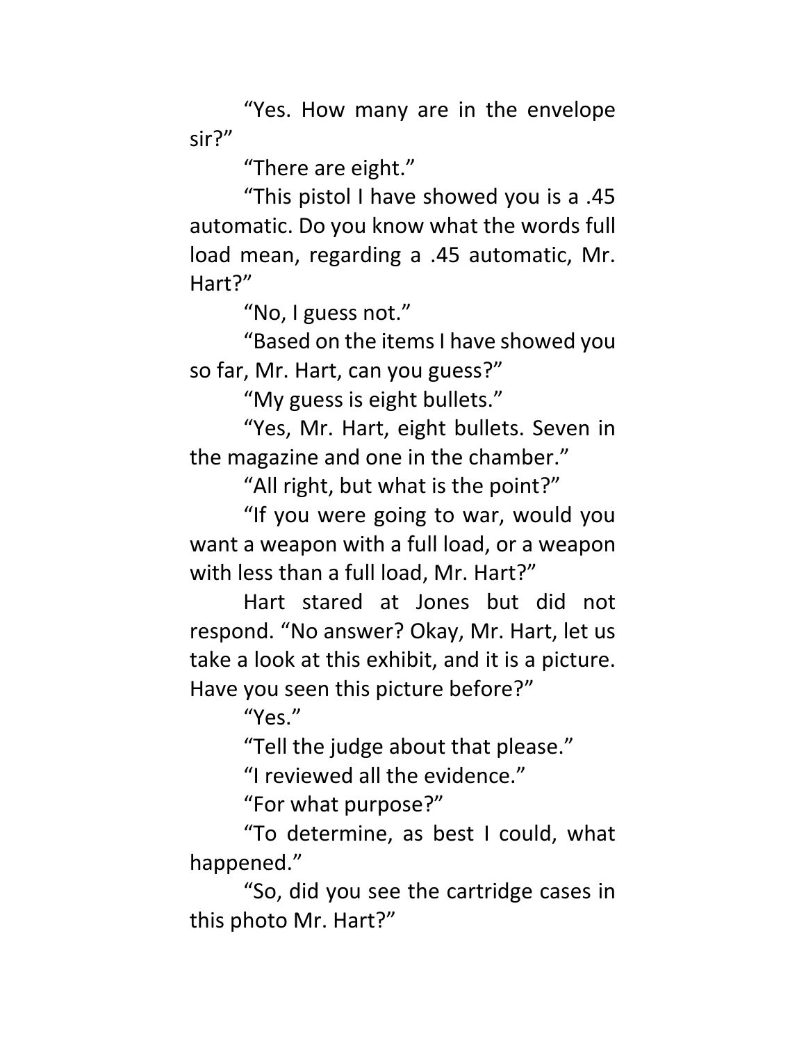“Yes. How many are in the envelope sir?”

“There are eight.”

“This pistol I have showed you is a .45 automatic. Do you know what the words full load mean, regarding a .45 automatic, Mr. Hart?”

“No, I guess not.”

“Based on the items I have showed you so far, Mr. Hart, can you guess?”

“My guess is eight bullets.”

“Yes, Mr. Hart, eight bullets. Seven in the magazine and one in the chamber.”

“All right, but what is the point?”

“If you were going to war, would you want a weapon with a full load, or a weapon with less than a full load, Mr. Hart?”

Hart stared at Jones but did not respond. “No answer? Okay, Mr. Hart, let us take a look at this exhibit, and it is a picture. Have you seen this picture before?”

“Yes.”

“Tell the judge about that please.”

“I reviewed all the evidence.”

“For what purpose?”

“To determine, as best I could, what happened.”

“So, did you see the cartridge cases in this photo Mr. Hart?”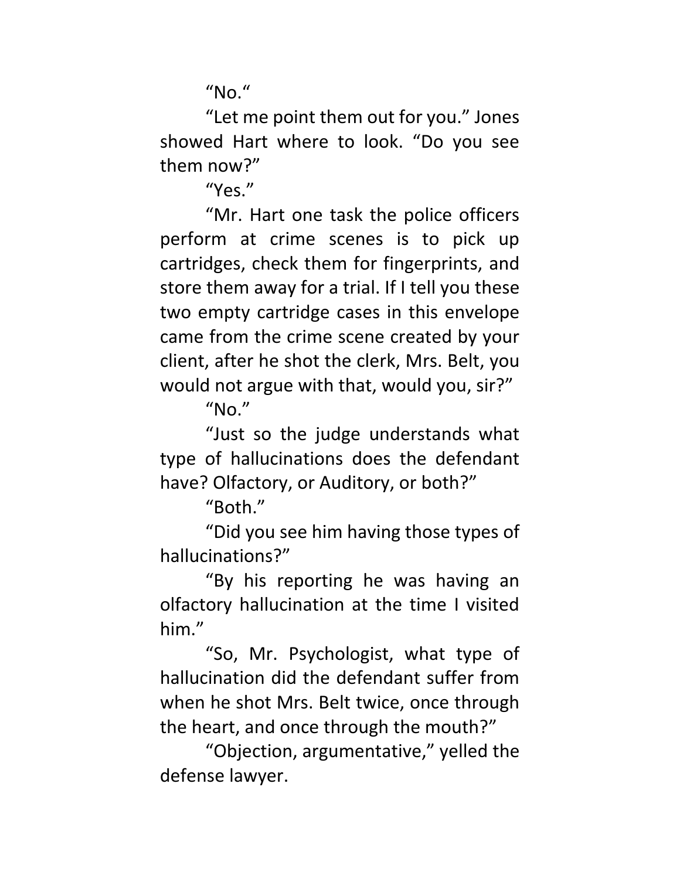"No."

"Let me point them out for you." Jones showed Hart where to look. "Do you see them now?"

"Yes."

"Mr. Hart one task the police officers perform at crime scenes is to pick up cartridges, check them for fingerprints, and store them away for a trial. If I tell you these two empty cartridge cases in this envelope came from the crime scene created by your client, after he shot the clerk, Mrs. Belt, you would not argue with that, would you, sir?"

"No."

"Just so the judge understands what type of hallucinations does the defendant have? Olfactory, or Auditory, or both?"

"Both."

"Did you see him having those types of hallucinations?"

"By his reporting he was having an olfactory hallucination at the time I visited him."

"So, Mr. Psychologist, what type of hallucination did the defendant suffer from when he shot Mrs. Belt twice, once through the heart, and once through the mouth?"

"Objection, argumentative," yelled the defense lawyer.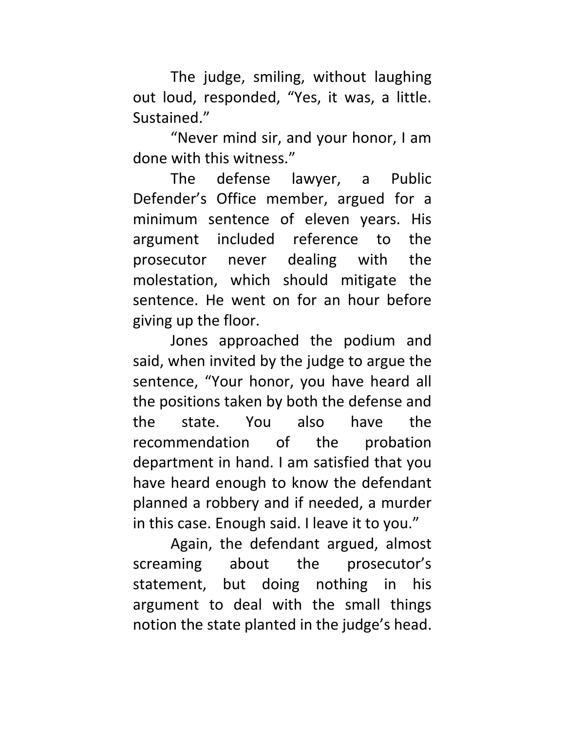The judge, smiling, without laughing out loud, responded, “Yes, it was, a little. Sustained.”

“Never mind sir, and your honor, I am done with this witness.”

The defense lawyer, a Public Defender’s Office member, argued for a minimum sentence of eleven years. His argument included reference to the prosecutor never dealing with the molestation, which should mitigate the sentence. He went on for an hour before giving up the floor.

Jones approached the podium and said, when invited by the judge to argue the sentence, “Your honor, you have heard all the positions taken by both the defense and the state. You also have the recommendation of the probation department in hand. I am satisfied that you have heard enough to know the defendant planned a robbery and if needed, a murder in this case. Enough said. I leave it to you.”

Again, the defendant argued, almost screaming about the prosecutor’s statement, but doing nothing in his argument to deal with the small things notion the state planted in the judge’s head.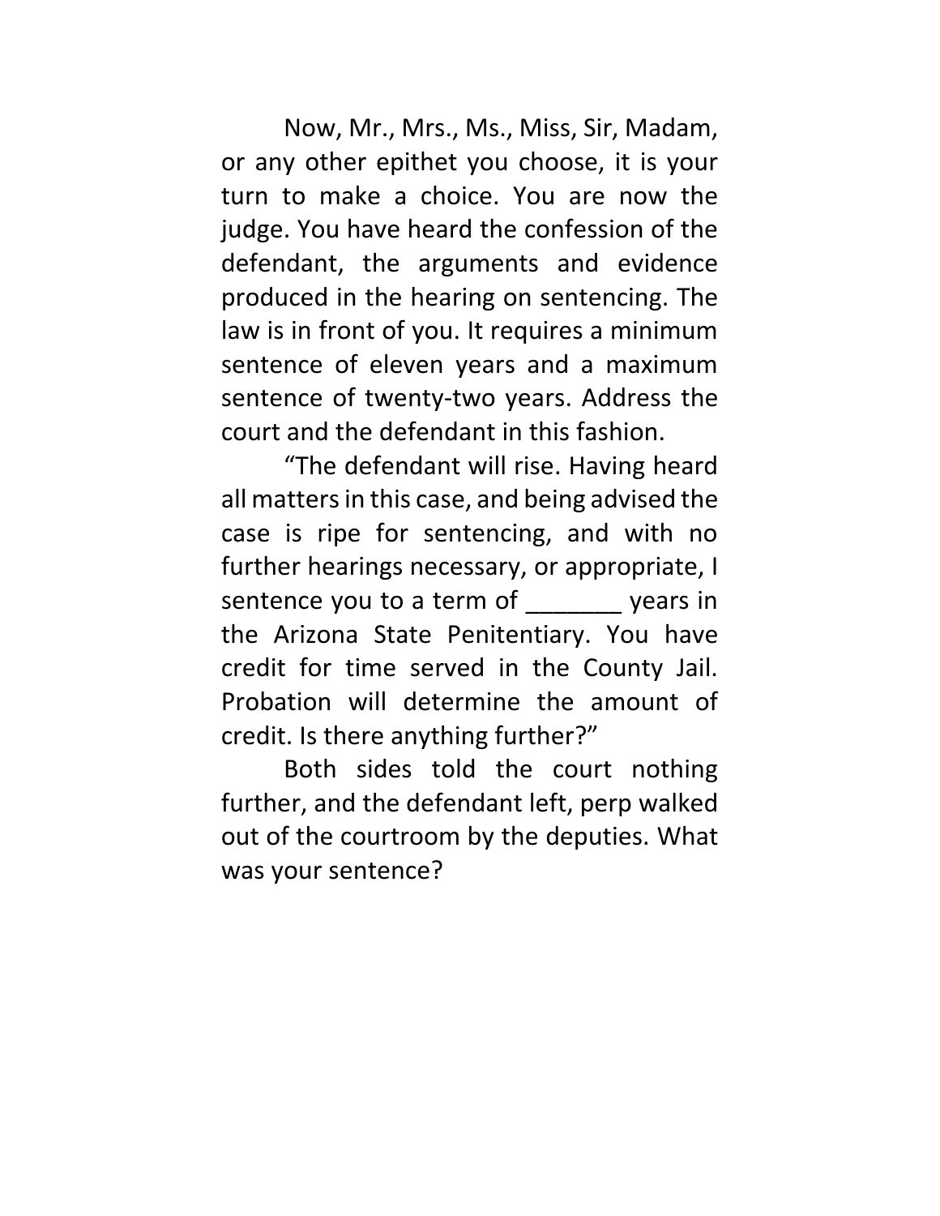Now, Mr., Mrs., Ms., Miss, Sir, Madam, or any other epithet you choose, it is your turn to make a choice. You are now the judge. You have heard the confession of the defendant, the arguments and evidence produced in the hearing on sentencing. The law is in front of you. It requires a minimum sentence of eleven years and a maximum sentence of twenty-two years. Address the court and the defendant in this fashion.

"The defendant will rise. Having heard all matters in this case, and being advised the case is ripe for sentencing, and with no further hearings necessary, or appropriate, I sentence you to a term of _______ years in the Arizona State Penitentiary. You have credit for time served in the County Jail. Probation will determine the amount of credit. Is there anything further?"

Both sides told the court nothing further, and the defendant left, perp walked out of the courtroom by the deputies. What was your sentence?